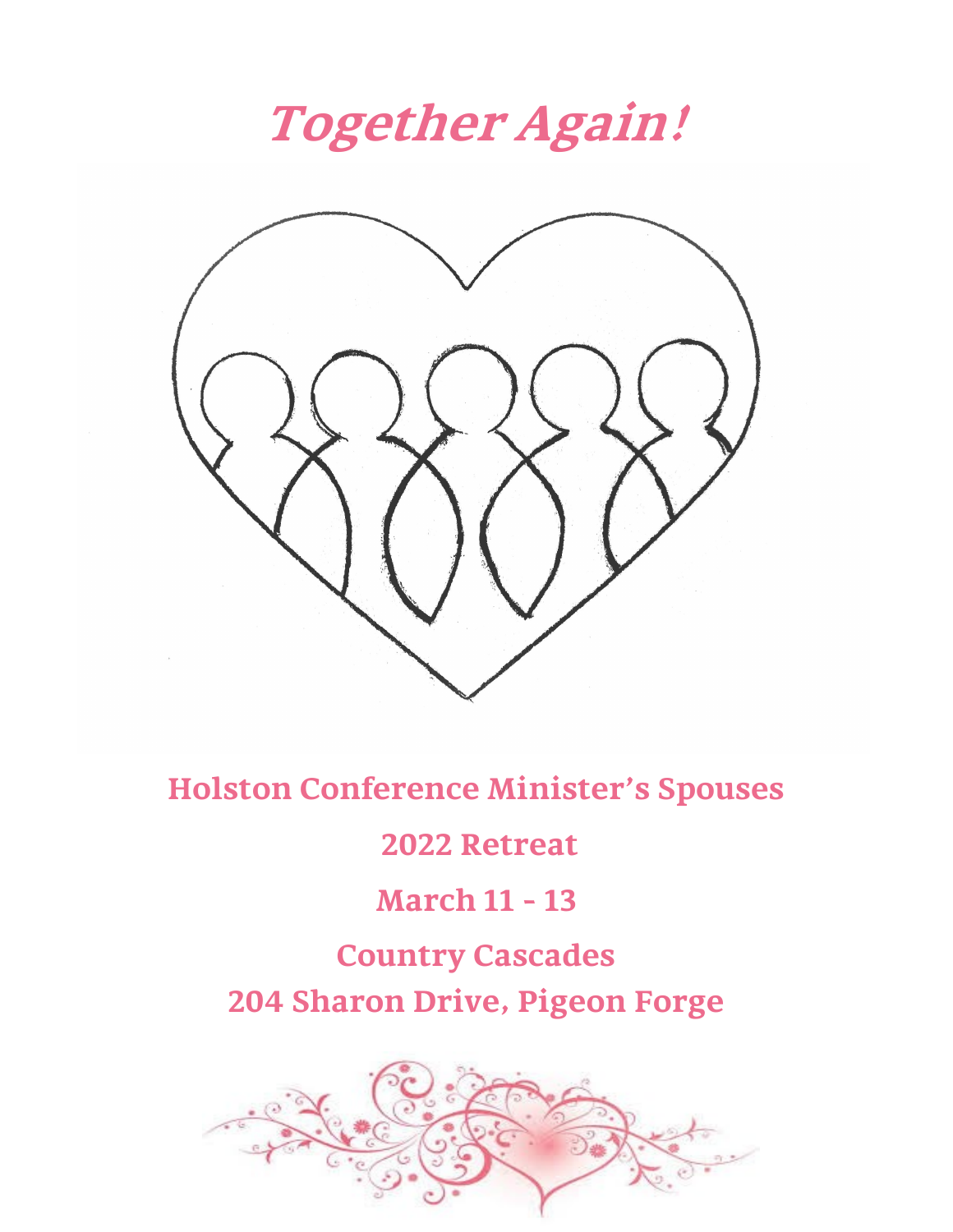# Together Again!

**Holston Conference Minister's Spouses**

**2022 Retreat**

**March 11 - 13**

**Country Cascades**

**204 Sharon Drive, Pigeon Forge**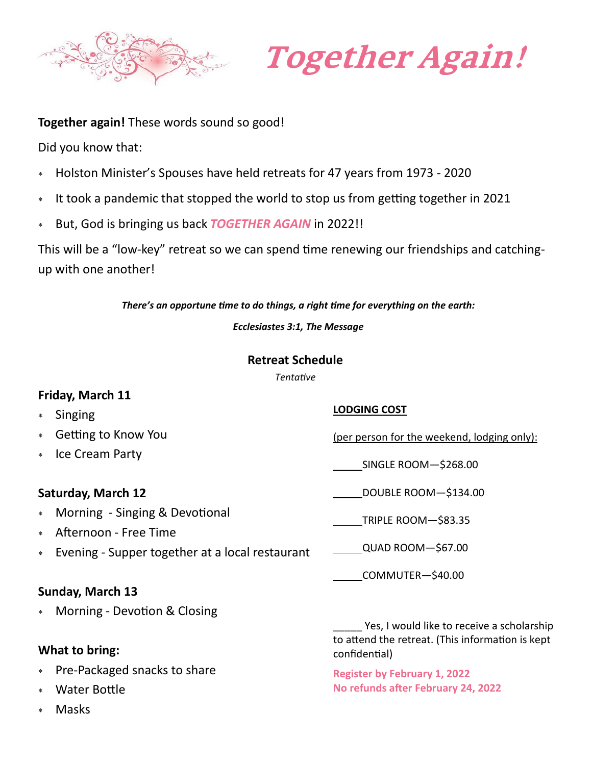# Together Again!

**Together again!** These words sound so good!

Did you know that:

- Holston Minister's Spouses have held retreats for 47 years from 1973 - 2020
- It took a pandemic that stopped the world to stop us from getting together in 2021
- But, God is bringing us back ***TOGETHER AGAIN*** in 2022!!

This will be a "low-key" retreat so we can spend time renewing our friendships and catching-up with one another!

***There's an opportune time to do things, a right time for everything on the earth:***

***Ecclesiastes 3:1, The Message***

## Retreat Schedule

*Tentative*

### Friday, March 11

- Singing
- Getting to Know You
- Ice Cream Party

### Saturday, March 12

- Morning - Singing & Devotional
- Afternoon - Free Time
- Evening - Supper together at a local restaurant

### Sunday, March 13

- Morning - Devotion & Closing

### What to bring:

- Pre-Packaged snacks to share
- Water Bottle
- Masks

**LODGING COST**

(per person for the weekend, lodging only):

_____SINGLE ROOM—$268.00

_____DOUBLE ROOM—$134.00

_____TRIPLE ROOM—$83.35

_____QUAD ROOM—$67.00

_____COMMUTER—$40.00

_____ Yes, I would like to receive a scholarship to attend the retreat. (This information is kept confidential)

**Register by February 1, 2022**
**No refunds after February 24, 2022**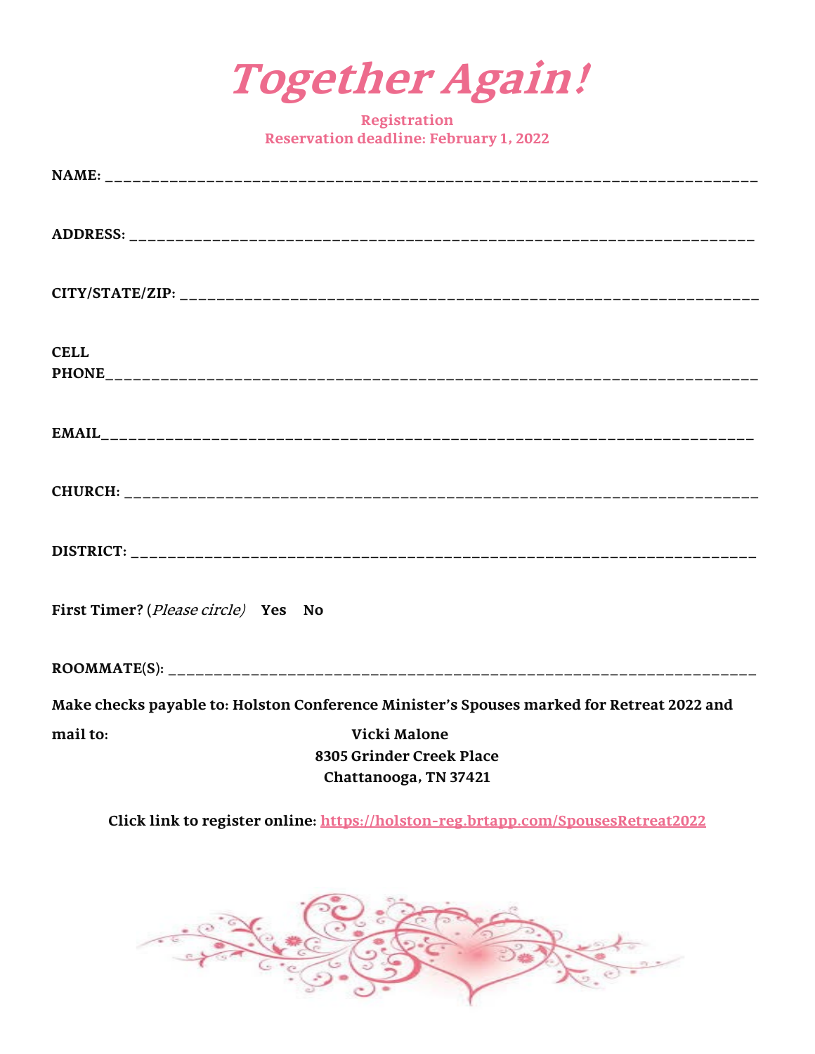# *Together Again!*

**Registration**
**Reservation deadline: February 1, 2022**

**NAME:** ______________________________________________________________________

**ADDRESS:** ___________________________________________________________________

**CITY/STATE/ZIP:** ______________________________________________________________

**CELL PHONE**__________________________________________________________________

**EMAIL**______________________________________________________________________

**CHURCH:** ____________________________________________________________________

**DISTRICT:** ___________________________________________________________________

**First Timer?** (*Please circle*) **Yes No**

**ROOMMATE(S):** _______________________________________________________________

**Make checks payable to: Holston Conference Minister's Spouses marked for Retreat 2022 and mail to:**

**Vicki Malone**
**8305 Grinder Creek Place**
**Chattanooga, TN 37421**

**Click link to register online:** [https://holston-reg.brtapp.com/SpousesRetreat2022](https://holston-reg.brtapp.com/SpousesRetreat2022)